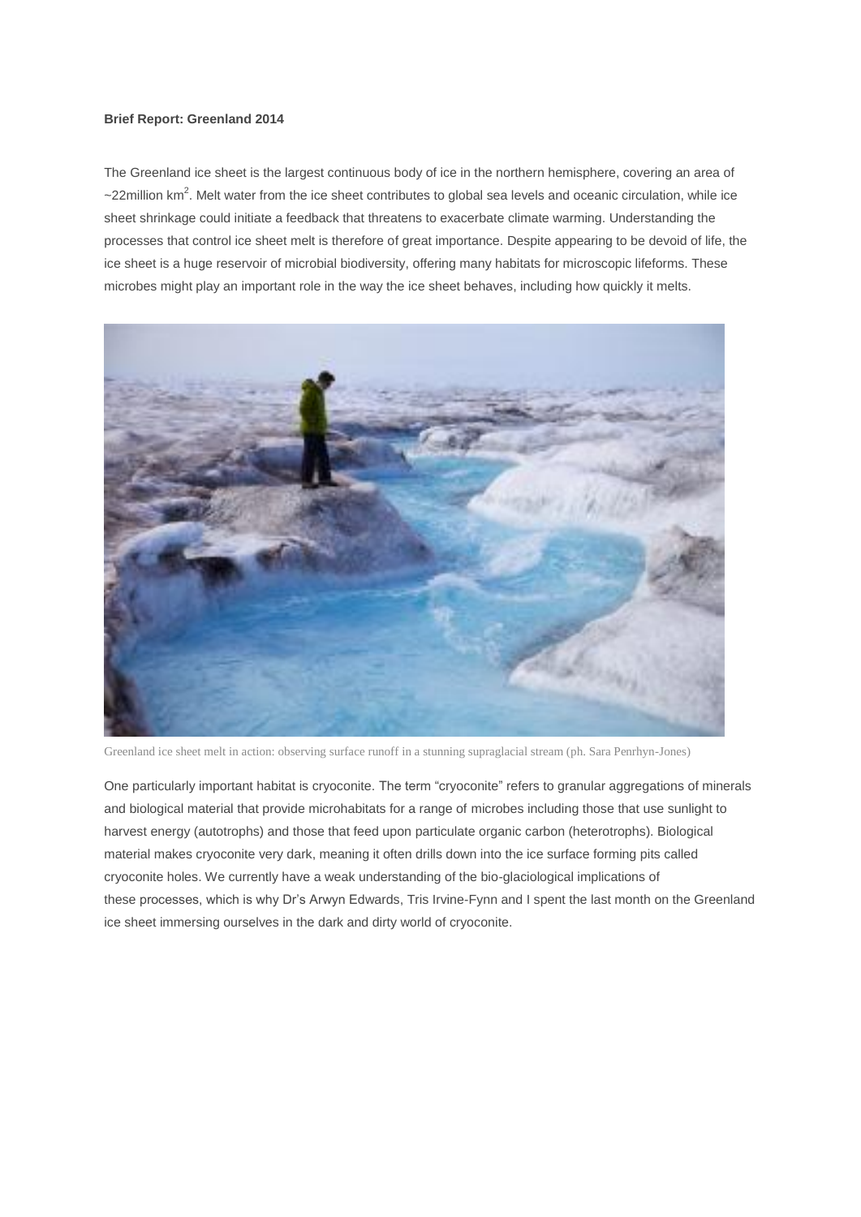**Brief Report: Greenland 2014**

The Greenland ice sheet is the largest continuous body of ice in the northern hemisphere, covering an area of ~22million km$^2$. Melt water from the ice sheet contributes to global sea levels and oceanic circulation, while ice sheet shrinkage could initiate a feedback that threatens to exacerbate climate warming. Understanding the processes that control ice sheet melt is therefore of great importance. Despite appearing to be devoid of life, the ice sheet is a huge reservoir of microbial biodiversity, offering many habitats for microscopic lifeforms. These microbes might play an important role in the way the ice sheet behaves, including how quickly it melts.

Greenland ice sheet melt in action: observing surface runoff in a stunning supraglacial stream (ph. Sara Penrhyn-Jones)

One particularly important habitat is cryoconite. The term "cryoconite" refers to granular aggregations of minerals and biological material that provide microhabitats for a range of microbes including those that use sunlight to harvest energy (autotrophs) and those that feed upon particulate organic carbon (heterotrophs). Biological material makes cryoconite very dark, meaning it often drills down into the ice surface forming pits called cryoconite holes. We currently have a weak understanding of the bio-glaciological implications of these processes, which is why Dr's Arwyn Edwards, Tris Irvine-Fynn and I spent the last month on the Greenland ice sheet immersing ourselves in the dark and dirty world of cryoconite.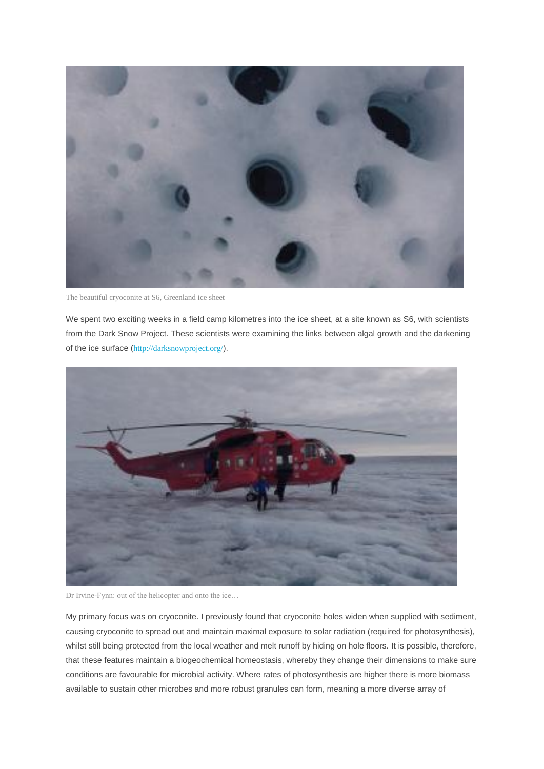The beautiful cryoconite at S6, Greenland ice sheet

We spent two exciting weeks in a field camp kilometres into the ice sheet, at a site known as S6, with scientists from the Dark Snow Project. These scientists were examining the links between algal growth and the darkening of the ice surface (http://darksnowproject.org/).

Dr Irvine-Fynn: out of the helicopter and onto the ice…

My primary focus was on cryoconite. I previously found that cryoconite holes widen when supplied with sediment, causing cryoconite to spread out and maintain maximal exposure to solar radiation (required for photosynthesis), whilst still being protected from the local weather and melt runoff by hiding on hole floors. It is possible, therefore, that these features maintain a biogeochemical homeostasis, whereby they change their dimensions to make sure conditions are favourable for microbial activity. Where rates of photosynthesis are higher there is more biomass available to sustain other microbes and more robust granules can form, meaning a more diverse array of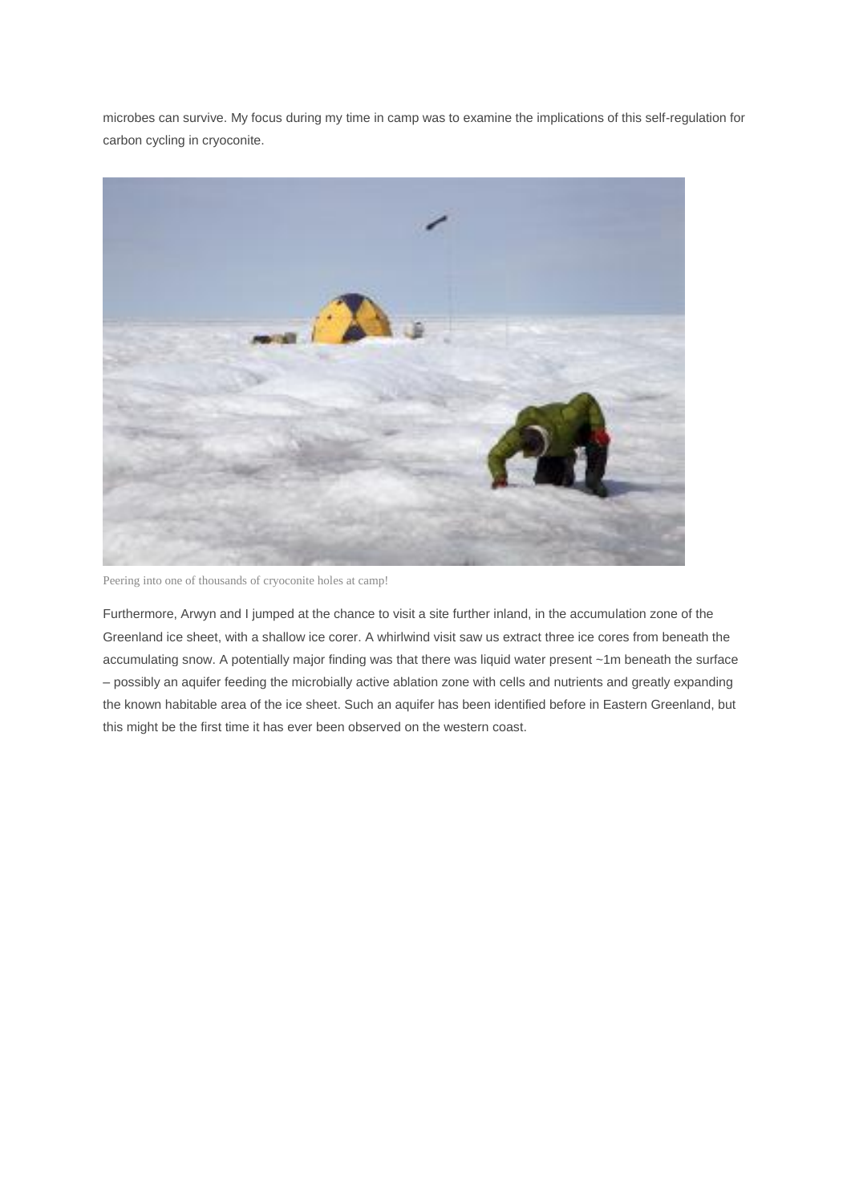microbes can survive. My focus during my time in camp was to examine the implications of this self-regulation for carbon cycling in cryoconite.

Peering into one of thousands of cryoconite holes at camp!

Furthermore, Arwyn and I jumped at the chance to visit a site further inland, in the accumulation zone of the Greenland ice sheet, with a shallow ice corer. A whirlwind visit saw us extract three ice cores from beneath the accumulating snow. A potentially major finding was that there was liquid water present ~1m beneath the surface – possibly an aquifer feeding the microbially active ablation zone with cells and nutrients and greatly expanding the known habitable area of the ice sheet. Such an aquifer has been identified before in Eastern Greenland, but this might be the first time it has ever been observed on the western coast.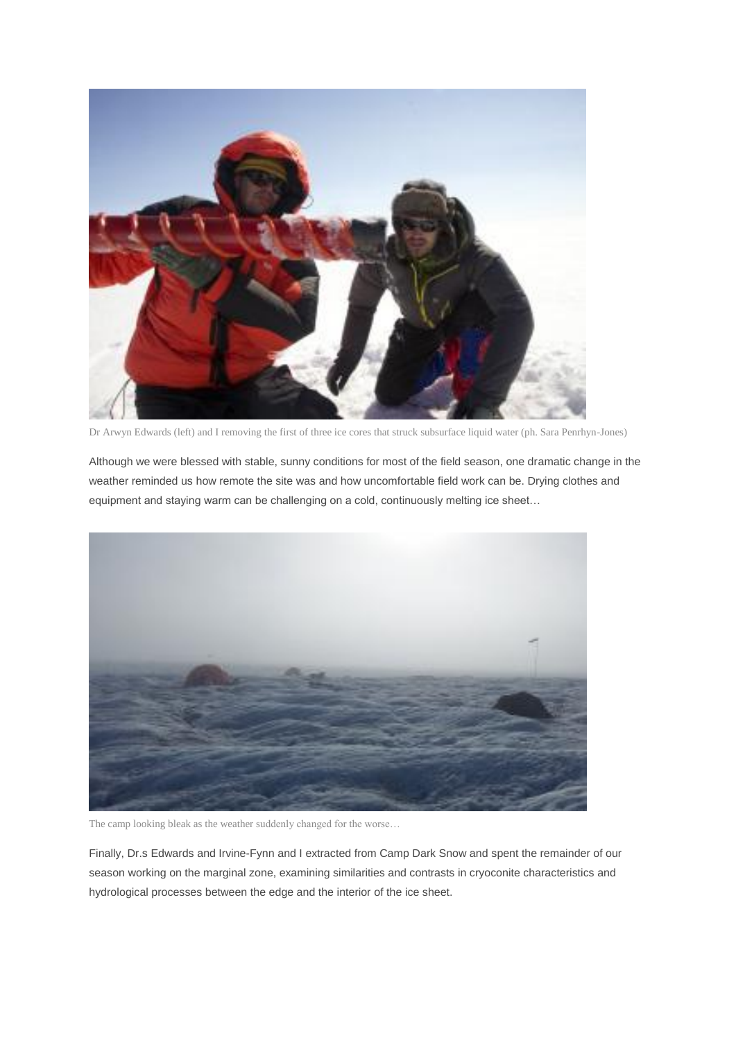Dr Arwyn Edwards (left) and I removing the first of three ice cores that struck subsurface liquid water (ph. Sara Penrhyn-Jones)

Although we were blessed with stable, sunny conditions for most of the field season, one dramatic change in the weather reminded us how remote the site was and how uncomfortable field work can be. Drying clothes and equipment and staying warm can be challenging on a cold, continuously melting ice sheet…

The camp looking bleak as the weather suddenly changed for the worse…

Finally, Dr.s Edwards and Irvine-Fynn and I extracted from Camp Dark Snow and spent the remainder of our season working on the marginal zone, examining similarities and contrasts in cryoconite characteristics and hydrological processes between the edge and the interior of the ice sheet.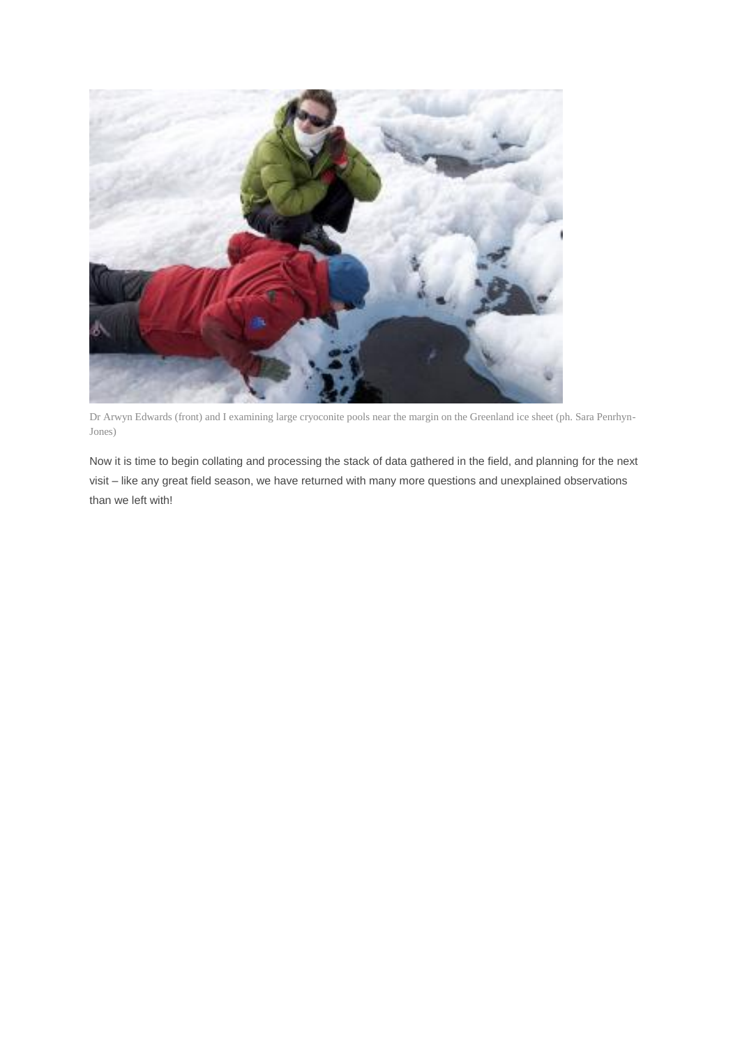Dr Arwyn Edwards (front) and I examining large cryoconite pools near the margin on the Greenland ice sheet (ph. Sara Penrhyn-Jones)

Now it is time to begin collating and processing the stack of data gathered in the field, and planning for the next visit – like any great field season, we have returned with many more questions and unexplained observations than we left with!